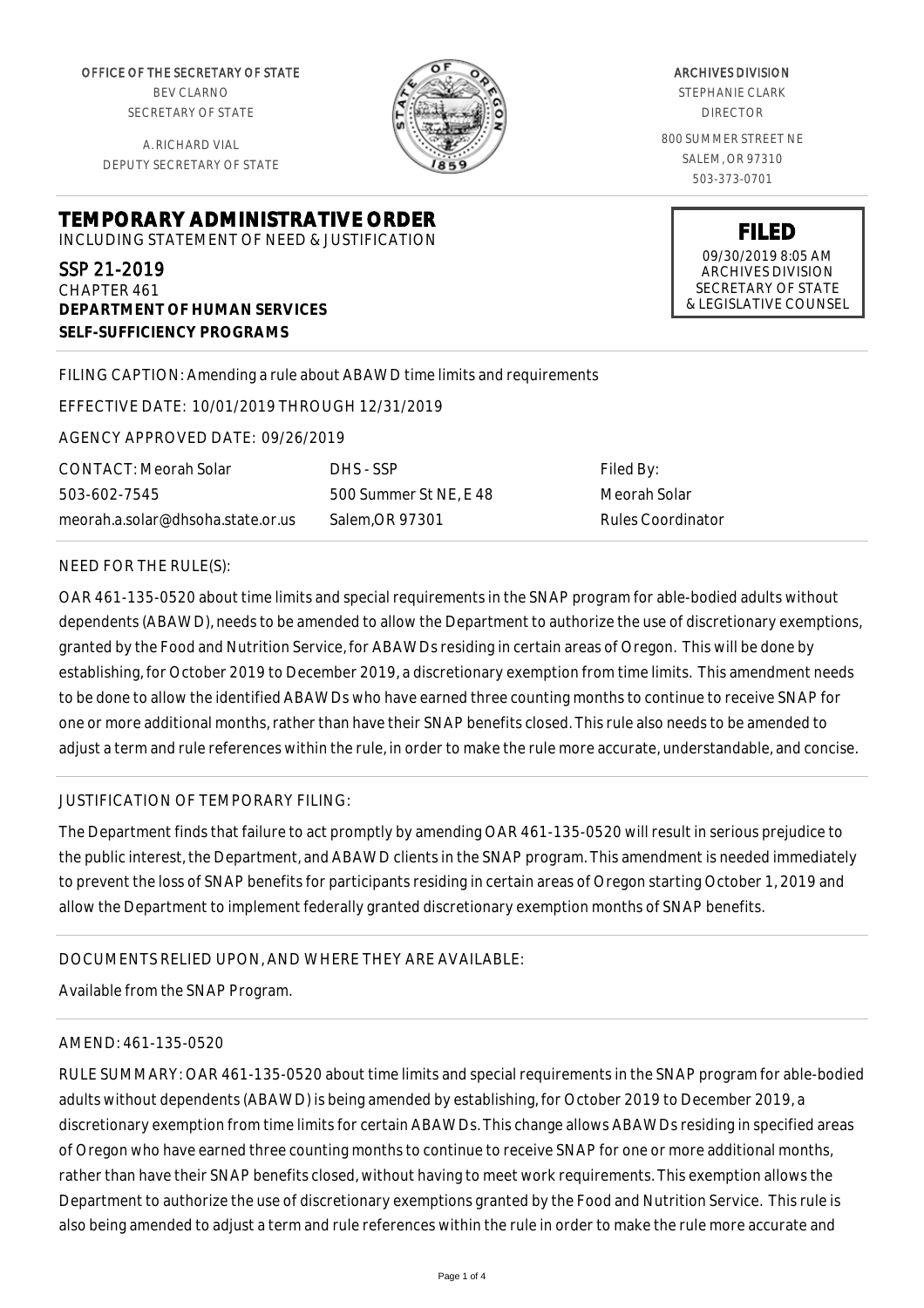OFFICE OF THE SECRETARY OF STATE
BEV CLARNO
SECRETARY OF STATE

A. RICHARD VIAL
DEPUTY SECRETARY OF STATE

ARCHIVES DIVISION
STEPHANIE CLARK
DIRECTOR

800 SUMMER STREET NE
SALEM, OR 97310
503-373-0701

**FILED**
09/30/2019 8:05 AM
ARCHIVES DIVISION
SECRETARY OF STATE
& LEGISLATIVE COUNSEL

# TEMPORARY ADMINISTRATIVE ORDER

INCLUDING STATEMENT OF NEED & JUSTIFICATION

SSP 21-2019
CHAPTER 461
**DEPARTMENT OF HUMAN SERVICES**
**SELF-SUFFICIENCY PROGRAMS**

FILING CAPTION: Amending a rule about ABAWD time limits and requirements

EFFECTIVE DATE: 10/01/2019 THROUGH 12/31/2019

AGENCY APPROVED DATE: 09/26/2019

| CONTACT: Meorah Solar | DHS - SSP | Filed By: |
|---|---|---|
| 503-602-7545 | 500 Summer St NE, E 48 | Meorah Solar |
| meorah.a.solar@dhsoha.state.or.us | Salem,OR 97301 | Rules Coordinator |

NEED FOR THE RULE(S):

OAR 461-135-0520 about time limits and special requirements in the SNAP program for able-bodied adults without dependents (ABAWD), needs to be amended to allow the Department to authorize the use of discretionary exemptions, granted by the Food and Nutrition Service, for ABAWDs residing in certain areas of Oregon. This will be done by establishing, for October 2019 to December 2019, a discretionary exemption from time limits. This amendment needs to be done to allow the identified ABAWDs who have earned three counting months to continue to receive SNAP for one or more additional months, rather than have their SNAP benefits closed. This rule also needs to be amended to adjust a term and rule references within the rule, in order to make the rule more accurate, understandable, and concise.

JUSTIFICATION OF TEMPORARY FILING:

The Department finds that failure to act promptly by amending OAR 461-135-0520 will result in serious prejudice to the public interest, the Department, and ABAWD clients in the SNAP program. This amendment is needed immediately to prevent the loss of SNAP benefits for participants residing in certain areas of Oregon starting October 1, 2019 and allow the Department to implement federally granted discretionary exemption months of SNAP benefits.

DOCUMENTS RELIED UPON, AND WHERE THEY ARE AVAILABLE:

Available from the SNAP Program.

AMEND: 461-135-0520

RULE SUMMARY: OAR 461-135-0520 about time limits and special requirements in the SNAP program for able-bodied adults without dependents (ABAWD) is being amended by establishing, for October 2019 to December 2019, a discretionary exemption from time limits for certain ABAWDs. This change allows ABAWDs residing in specified areas of Oregon who have earned three counting months to continue to receive SNAP for one or more additional months, rather than have their SNAP benefits closed, without having to meet work requirements. This exemption allows the Department to authorize the use of discretionary exemptions granted by the Food and Nutrition Service. This rule is also being amended to adjust a term and rule references within the rule in order to make the rule more accurate and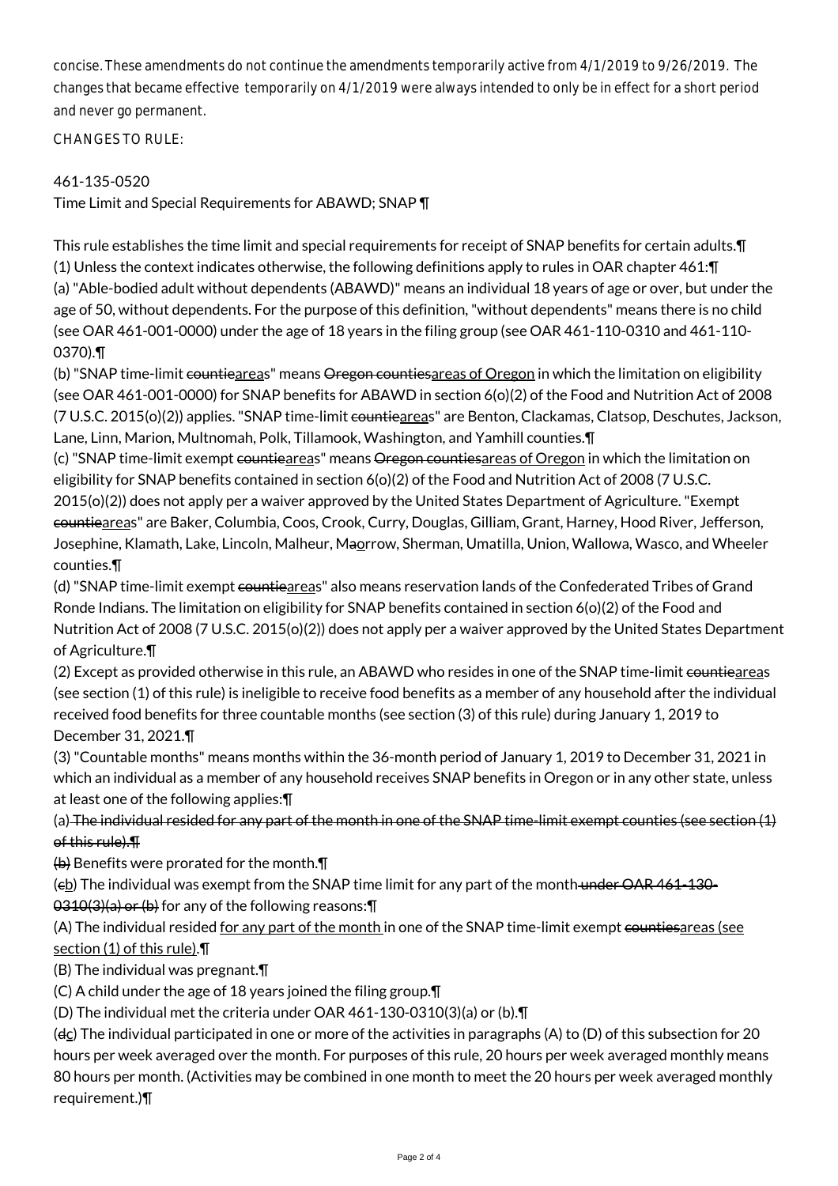concise. These amendments do not continue the amendments temporarily active from 4/1/2019 to 9/26/2019. The changes that became effective temporarily on 4/1/2019 were always intended to only be in effect for a short period and never go permanent.

CHANGES TO RULE:

461-135-0520
Time Limit and Special Requirements for ABAWD; SNAP ¶

This rule establishes the time limit and special requirements for receipt of SNAP benefits for certain adults.¶
(1) Unless the context indicates otherwise, the following definitions apply to rules in OAR chapter 461:¶
(a) "Able-bodied adult without dependents (ABAWD)" means an individual 18 years of age or over, but under the age of 50, without dependents. For the purpose of this definition, "without dependents" means there is no child (see OAR 461-001-0000) under the age of 18 years in the filing group (see OAR 461-110-0310 and 461-110-0370).¶
(b) "SNAP time-limit ~~countie~~areas" means ~~Oregon counties~~areas of Oregon in which the limitation on eligibility (see OAR 461-001-0000) for SNAP benefits for ABAWD in section 6(o)(2) of the Food and Nutrition Act of 2008 (7 U.S.C. 2015(o)(2)) applies. "SNAP time-limit ~~countie~~areas" are Benton, Clackamas, Clatsop, Deschutes, Jackson, Lane, Linn, Marion, Multnomah, Polk, Tillamook, Washington, and Yamhill counties.¶
(c) "SNAP time-limit exempt ~~countie~~areas" means ~~Oregon counties~~areas of Oregon in which the limitation on eligibility for SNAP benefits contained in section 6(o)(2) of the Food and Nutrition Act of 2008 (7 U.S.C. 2015(o)(2)) does not apply per a waiver approved by the United States Department of Agriculture. "Exempt ~~countie~~areas" are Baker, Columbia, Coos, Crook, Curry, Douglas, Gilliam, Grant, Harney, Hood River, Jefferson, Josephine, Klamath, Lake, Lincoln, Malheur, M~~a~~orrow, Sherman, Umatilla, Union, Wallowa, Wasco, and Wheeler counties.¶
(d) "SNAP time-limit exempt ~~countie~~areas" also means reservation lands of the Confederated Tribes of Grand Ronde Indians. The limitation on eligibility for SNAP benefits contained in section 6(o)(2) of the Food and Nutrition Act of 2008 (7 U.S.C. 2015(o)(2)) does not apply per a waiver approved by the United States Department of Agriculture.¶
(2) Except as provided otherwise in this rule, an ABAWD who resides in one of the SNAP time-limit ~~countie~~areas (see section (1) of this rule) is ineligible to receive food benefits as a member of any household after the individual received food benefits for three countable months (see section (3) of this rule) during January 1, 2019 to December 31, 2021.¶
(3) "Countable months" means months within the 36-month period of January 1, 2019 to December 31, 2021 in which an individual as a member of any household receives SNAP benefits in Oregon or in any other state, unless at least one of the following applies:¶
(a) ~~The individual resided for any part of the month in one of the SNAP time-limit exempt counties (see section (1) of this rule).¶~~
~~(b)~~ Benefits were prorated for the month.¶
(~~c~~b) The individual was exempt from the SNAP time limit for any part of the month ~~under OAR 461-130-0310(3)(a) or (b)~~ for any of the following reasons:¶
(A) The individual resided for any part of the month in one of the SNAP time-limit exempt ~~counties~~areas (see section (1) of this rule).¶
(B) The individual was pregnant.¶
(C) A child under the age of 18 years joined the filing group.¶
(D) The individual met the criteria under OAR 461-130-0310(3)(a) or (b).¶
(~~d~~c) The individual participated in one or more of the activities in paragraphs (A) to (D) of this subsection for 20 hours per week averaged over the month. For purposes of this rule, 20 hours per week averaged monthly means 80 hours per month. (Activities may be combined in one month to meet the 20 hours per week averaged monthly requirement.)¶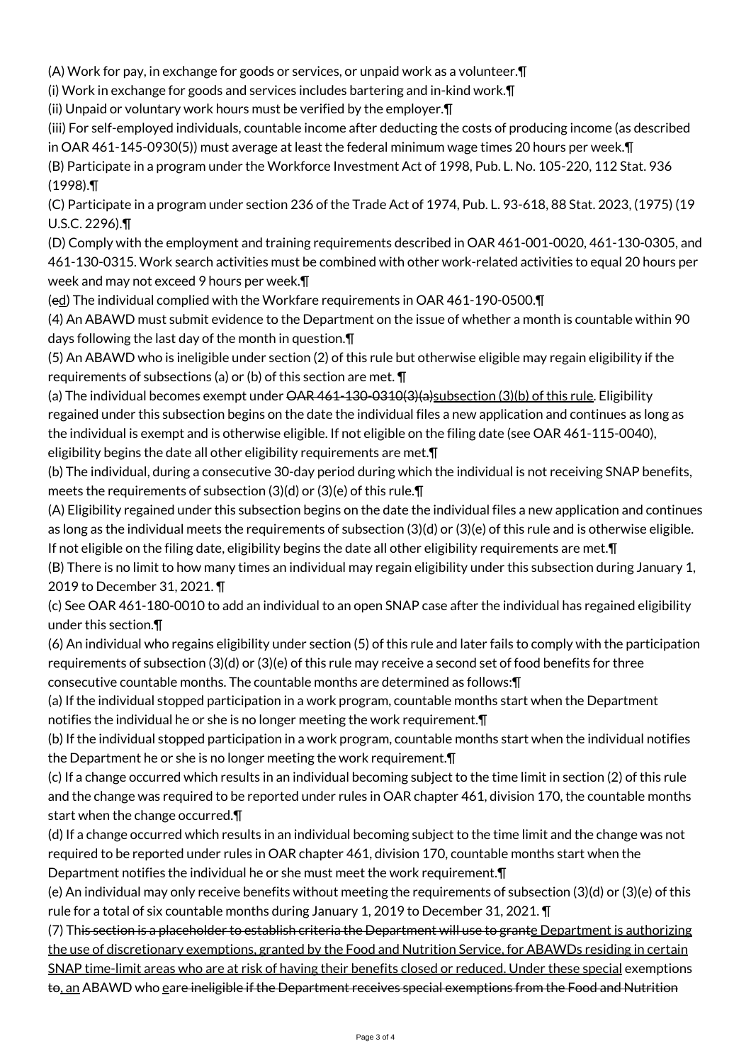(A) Work for pay, in exchange for goods or services, or unpaid work as a volunteer.¶

(i) Work in exchange for goods and services includes bartering and in-kind work.¶

(ii) Unpaid or voluntary work hours must be verified by the employer.¶

(iii) For self-employed individuals, countable income after deducting the costs of producing income (as described in OAR 461-145-0930(5)) must average at least the federal minimum wage times 20 hours per week.¶

(B) Participate in a program under the Workforce Investment Act of 1998, Pub. L. No. 105-220, 112 Stat. 936 (1998).¶

(C) Participate in a program under section 236 of the Trade Act of 1974, Pub. L. 93-618, 88 Stat. 2023, (1975) (19 U.S.C. 2296).¶

(D) Comply with the employment and training requirements described in OAR 461-001-0020, 461-130-0305, and 461-130-0315. Work search activities must be combined with other work-related activities to equal 20 hours per week and may not exceed 9 hours per week.¶

(~~e~~<u>d</u>) The individual complied with the Workfare requirements in OAR 461-190-0500.¶

(4) An ABAWD must submit evidence to the Department on the issue of whether a month is countable within 90 days following the last day of the month in question.¶

(5) An ABAWD who is ineligible under section (2) of this rule but otherwise eligible may regain eligibility if the requirements of subsections (a) or (b) of this section are met. ¶

(a) The individual becomes exempt under ~~OAR 461-130-0310(3)(a)~~<u>subsection (3)(b) of this rule</u>. Eligibility regained under this subsection begins on the date the individual files a new application and continues as long as the individual is exempt and is otherwise eligible. If not eligible on the filing date (see OAR 461-115-0040), eligibility begins the date all other eligibility requirements are met.¶

(b) The individual, during a consecutive 30-day period during which the individual is not receiving SNAP benefits, meets the requirements of subsection (3)(d) or (3)(e) of this rule.¶

(A) Eligibility regained under this subsection begins on the date the individual files a new application and continues as long as the individual meets the requirements of subsection (3)(d) or (3)(e) of this rule and is otherwise eligible. If not eligible on the filing date, eligibility begins the date all other eligibility requirements are met.¶

(B) There is no limit to how many times an individual may regain eligibility under this subsection during January 1, 2019 to December 31, 2021. ¶

(c) See OAR 461-180-0010 to add an individual to an open SNAP case after the individual has regained eligibility under this section.¶

(6) An individual who regains eligibility under section (5) of this rule and later fails to comply with the participation requirements of subsection (3)(d) or (3)(e) of this rule may receive a second set of food benefits for three consecutive countable months. The countable months are determined as follows:¶

(a) If the individual stopped participation in a work program, countable months start when the Department notifies the individual he or she is no longer meeting the work requirement.¶

(b) If the individual stopped participation in a work program, countable months start when the individual notifies the Department he or she is no longer meeting the work requirement.¶

(c) If a change occurred which results in an individual becoming subject to the time limit in section (2) of this rule and the change was required to be reported under rules in OAR chapter 461, division 170, the countable months start when the change occurred.¶

(d) If a change occurred which results in an individual becoming subject to the time limit and the change was not required to be reported under rules in OAR chapter 461, division 170, countable months start when the Department notifies the individual he or she must meet the work requirement.¶

(e) An individual may only receive benefits without meeting the requirements of subsection (3)(d) or (3)(e) of this rule for a total of six countable months during January 1, 2019 to December 31, 2021. ¶

(7) Th~~is section is a placeholder to establish criteria the Department will use to grant~~<u>e Department is authorizing the use of discretionary exemptions, granted by the Food and Nutrition Service, for ABAWDs residing in certain SNAP time-limit areas who are at risk of having their benefits closed or reduced. Under these special</u> exemptions ~~to~~<u>, an</u> ABAWD who <u>e</u>~~are ineligible if the Department receives special exemptions from the Food and Nutrition~~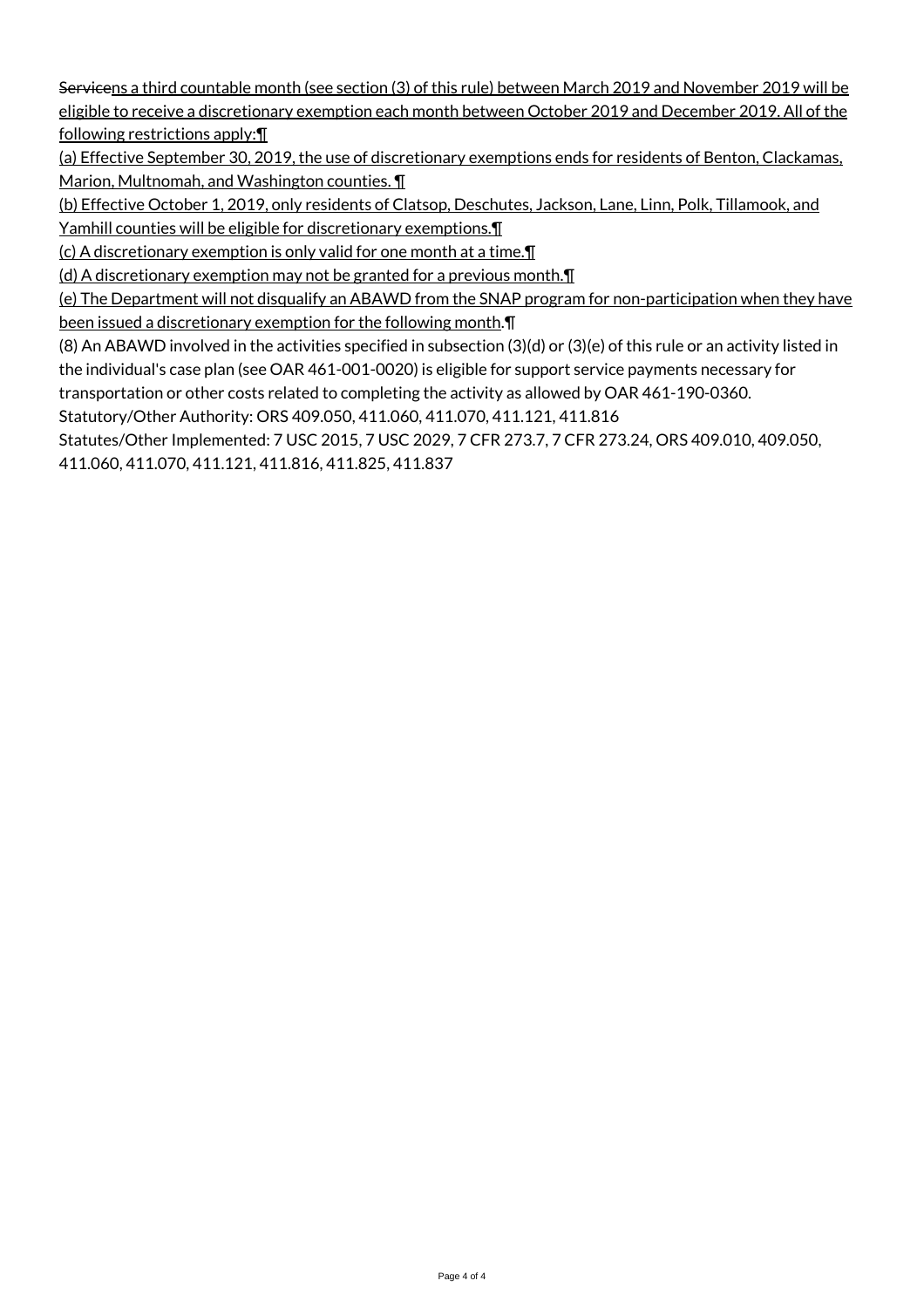~~Service~~ns a third countable month (see section (3) of this rule) between March 2019 and November 2019 will be eligible to receive a discretionary exemption each month between October 2019 and December 2019. All of the following restrictions apply:¶

(a) Effective September 30, 2019, the use of discretionary exemptions ends for residents of Benton, Clackamas, Marion, Multnomah, and Washington counties. ¶

(b) Effective October 1, 2019, only residents of Clatsop, Deschutes, Jackson, Lane, Linn, Polk, Tillamook, and Yamhill counties will be eligible for discretionary exemptions.¶

(c) A discretionary exemption is only valid for one month at a time.¶

(d) A discretionary exemption may not be granted for a previous month.¶

(e) The Department will not disqualify an ABAWD from the SNAP program for non-participation when they have been issued a discretionary exemption for the following month.¶

(8) An ABAWD involved in the activities specified in subsection (3)(d) or (3)(e) of this rule or an activity listed in the individual's case plan (see OAR 461-001-0020) is eligible for support service payments necessary for transportation or other costs related to completing the activity as allowed by OAR 461-190-0360.

Statutory/Other Authority: ORS 409.050, 411.060, 411.070, 411.121, 411.816

Statutes/Other Implemented: 7 USC 2015, 7 USC 2029, 7 CFR 273.7, 7 CFR 273.24, ORS 409.010, 409.050, 411.060, 411.070, 411.121, 411.816, 411.825, 411.837